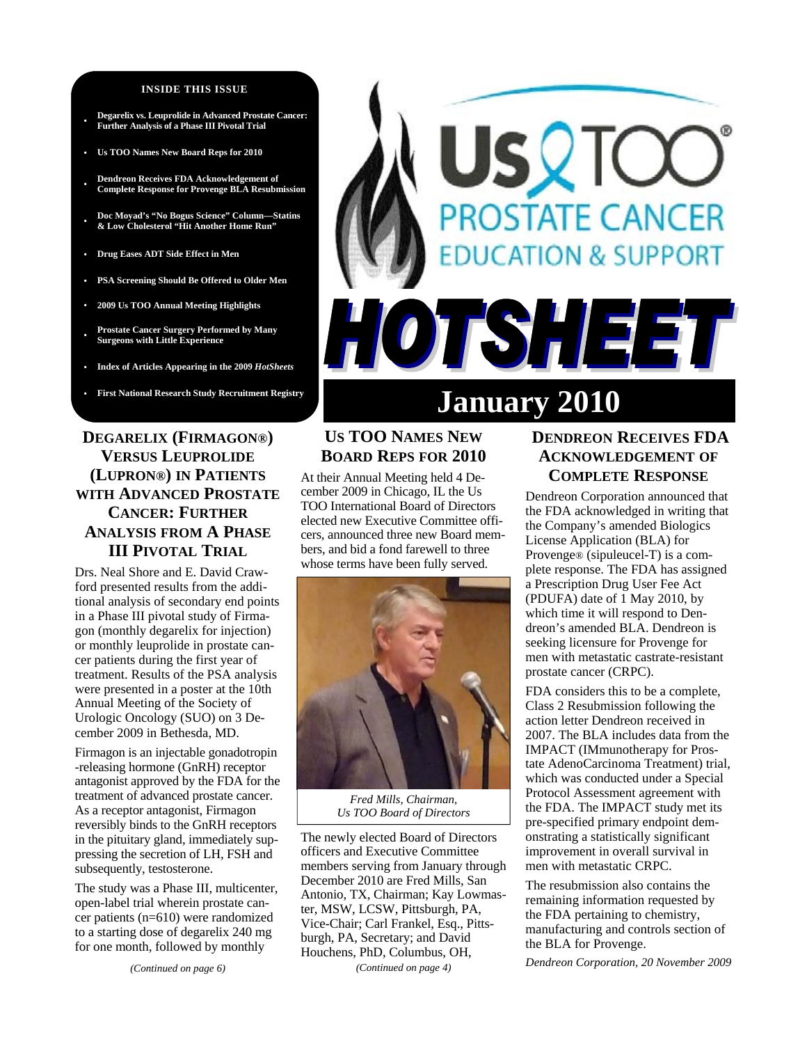**INSIDE THIS ISSUE**

- Degarelix vs. Leuprolide in Advanced Prostate Cancer: Further Analysis of a Phase III Pivotal Trial
- Us TOO Names New Board Reps for 2010
- Dendreon Receives FDA Acknowledgement of Complete Response for Provenge BLA Resubmission
- Doc Moyad's "No Bogus Science" Column—Statins & Low Cholesterol "Hit Another Home Run"
- Drug Eases ADT Side Effect in Men
- PSA Screening Should Be Offered to Older Men
- 2009 Us TOO Annual Meeting Highlights
- Prostate Cancer Surgery Performed by Many Surgeons with Little Experience
- Index of Articles Appearing in the 2009 *HotSheets*
- First National Research Study Recruitment Registry

# Us TOO® PROSTATE CANCER EDUCATION & SUPPORT

# HOTSHEET

# January 2010

## DEGARELIX (FIRMAGON®) VERSUS LEUPROLIDE (LUPRON®) IN PATIENTS WITH ADVANCED PROSTATE CANCER: FURTHER ANALYSIS FROM A PHASE III PIVOTAL TRIAL

Drs. Neal Shore and E. David Crawford presented results from the additional analysis of secondary end points in a Phase III pivotal study of Firmagon (monthly degarelix for injection) or monthly leuprolide in prostate cancer patients during the first year of treatment. Results of the PSA analysis were presented in a poster at the 10th Annual Meeting of the Society of Urologic Oncology (SUO) on 3 December 2009 in Bethesda, MD.

Firmagon is an injectable gonadotropin-releasing hormone (GnRH) receptor antagonist approved by the FDA for the treatment of advanced prostate cancer. As a receptor antagonist, Firmagon reversibly binds to the GnRH receptors in the pituitary gland, immediately suppressing the secretion of LH, FSH and subsequently, testosterone.

The study was a Phase III, multicenter, open-label trial wherein prostate cancer patients (n=610) were randomized to a starting dose of degarelix 240 mg for one month, followed by monthly

*(Continued on page 6)*

## US TOO NAMES NEW BOARD REPS FOR 2010

At their Annual Meeting held 4 December 2009 in Chicago, IL the Us TOO International Board of Directors elected new Executive Committee officers, announced three new Board members, and bid a fond farewell to three whose terms have been fully served.

*Fred Mills, Chairman, Us TOO Board of Directors*

The newly elected Board of Directors officers and Executive Committee members serving from January through December 2010 are Fred Mills, San Antonio, TX, Chairman; Kay Lowmaster, MSW, LCSW, Pittsburgh, PA, Vice-Chair; Carl Frankel, Esq., Pittsburgh, PA, Secretary; and David Houchens, PhD, Columbus, OH,

*(Continued on page 4)*

## DENDREON RECEIVES FDA ACKNOWLEDGEMENT OF COMPLETE RESPONSE

Dendreon Corporation announced that the FDA acknowledged in writing that the Company's amended Biologics License Application (BLA) for Provenge® (sipuleucel-T) is a complete response. The FDA has assigned a Prescription Drug User Fee Act (PDUFA) date of 1 May 2010, by which time it will respond to Dendreon's amended BLA. Dendreon is seeking licensure for Provenge for men with metastatic castrate-resistant prostate cancer (CRPC).

FDA considers this to be a complete, Class 2 Resubmission following the action letter Dendreon received in 2007. The BLA includes data from the IMPACT (IMmunotherapy for Prostate AdenoCarcinoma Treatment) trial, which was conducted under a Special Protocol Assessment agreement with the FDA. The IMPACT study met its pre-specified primary endpoint demonstrating a statistically significant improvement in overall survival in men with metastatic CRPC.

The resubmission also contains the remaining information requested by the FDA pertaining to chemistry, manufacturing and controls section of the BLA for Provenge.

*Dendreon Corporation, 20 November 2009*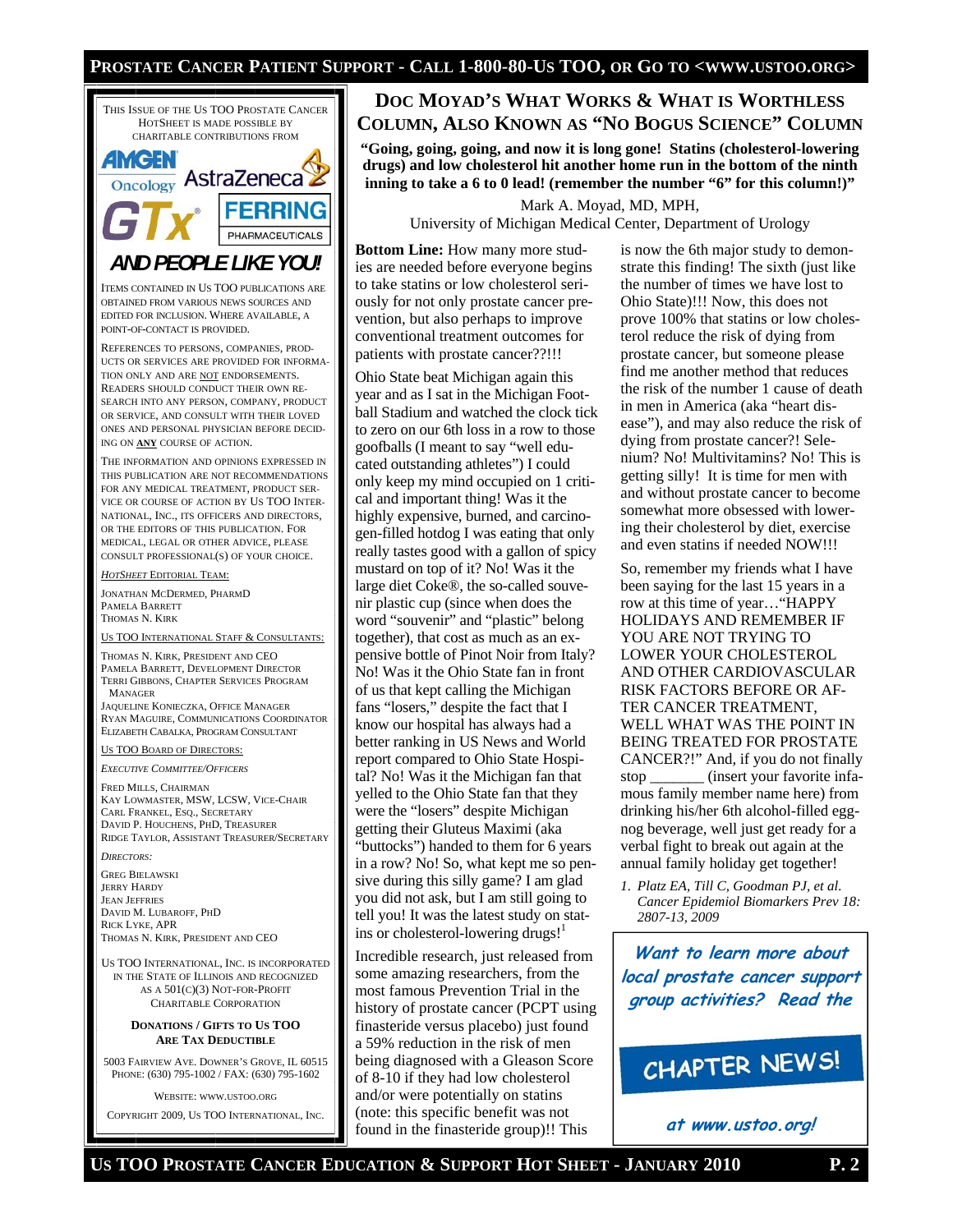THIS ISSUE OF THE US TOO PROSTATE CANCER HOTSHEET IS MADE POSSIBLE BY CHARITABLE CONTRIBUTIONS FROM

AMGEN Oncology, AstraZeneca, GTx, FERRING PHARMACEUTICALS

**AND PEOPLE LIKE YOU!**

ITEMS CONTAINED IN US TOO PUBLICATIONS ARE OBTAINED FROM VARIOUS NEWS SOURCES AND EDITED FOR INCLUSION. WHERE AVAILABLE, A POINT-OF-CONTACT IS PROVIDED.

REFERENCES TO PERSONS, COMPANIES, PRODUCTS OR SERVICES ARE PROVIDED FOR INFORMATION ONLY AND ARE NOT ENDORSEMENTS. READERS SHOULD CONDUCT THEIR OWN RESEARCH INTO ANY PERSON, COMPANY, PRODUCT OR SERVICE, AND CONSULT WITH THEIR LOVED ONES AND PERSONAL PHYSICIAN BEFORE DECIDING ON **ANY** COURSE OF ACTION.

THE INFORMATION AND OPINIONS EXPRESSED IN THIS PUBLICATION ARE NOT RECOMMENDATIONS FOR ANY MEDICAL TREATMENT, PRODUCT SERVICE OR COURSE OF ACTION BY US TOO INTERNATIONAL, INC., ITS OFFICERS AND DIRECTORS, OR THE EDITORS OF THIS PUBLICATION. FOR MEDICAL, LEGAL OR OTHER ADVICE, PLEASE CONSULT PROFESSIONAL(S) OF YOUR CHOICE.

*HOTSHEET* EDITORIAL TEAM:

JONATHAN MCDERMED, PHARMD
PAMELA BARRETT
THOMAS N. KIRK

US TOO INTERNATIONAL STAFF & CONSULTANTS:

THOMAS N. KIRK, PRESIDENT AND CEO
PAMELA BARRETT, DEVELOPMENT DIRECTOR
TERRI GIBBONS, CHAPTER SERVICES PROGRAM MANAGER
JAQUELINE KONIECZKA, OFFICE MANAGER
RYAN MAGUIRE, COMMUNICATIONS COORDINATOR
ELIZABETH CABALKA, PROGRAM CONSULTANT

US TOO BOARD OF DIRECTORS:

*EXECUTIVE COMMITTEE/OFFICERS*

FRED MILLS, CHAIRMAN
KAY LOWMASTER, MSW, LCSW, VICE-CHAIR
CARL FRANKEL, ESQ., SECRETARY
DAVID P. HOUCHENS, PHD, TREASURER
RIDGE TAYLOR, ASSISTANT TREASURER/SECRETARY

*DIRECTORS:*

GREG BIELAWSKI
JERRY HARDY
JEAN JEFFRIES
DAVID M. LUBAROFF, PHD
RICK LYKE, APR
THOMAS N. KIRK, PRESIDENT AND CEO

US TOO INTERNATIONAL, INC. IS INCORPORATED IN THE STATE OF ILLINOIS AND RECOGNIZED AS A 501(C)(3) NOT-FOR-PROFIT CHARITABLE CORPORATION

**DONATIONS / GIFTS TO US TOO ARE TAX DEDUCTIBLE**

5003 FAIRVIEW AVE. DOWNER'S GROVE, IL 60515
PHONE: (630) 795-1002 / FAX: (630) 795-1602

WEBSITE: WWW.USTOO.ORG

COPYRIGHT 2009, US TOO INTERNATIONAL, INC.

## DOC MOYAD'S WHAT WORKS & WHAT IS WORTHLESS COLUMN, ALSO KNOWN AS "NO BOGUS SCIENCE" COLUMN

**"Going, going, going, and now it is long gone! Statins (cholesterol-lowering drugs) and low cholesterol hit another home run in the bottom of the ninth inning to take a 6 to 0 lead! (remember the number "6" for this column!)"**

Mark A. Moyad, MD, MPH,
University of Michigan Medical Center, Department of Urology

**Bottom Line:** How many more studies are needed before everyone begins to take statins or low cholesterol seriously for not only prostate cancer prevention, but also perhaps to improve conventional treatment outcomes for patients with prostate cancer??!!!

Ohio State beat Michigan again this year and as I sat in the Michigan Football Stadium and watched the clock tick to zero on our 6th loss in a row to those goofballs (I meant to say "well educated outstanding athletes") I could only keep my mind occupied on 1 critical and important thing! Was it the highly expensive, burned, and carcinogen-filled hotdog I was eating that only really tastes good with a gallon of spicy mustard on top of it? No! Was it the large diet Coke®, the so-called souvenir plastic cup (since when does the word "souvenir" and "plastic" belong together), that cost as much as an expensive bottle of Pinot Noir from Italy? No! Was it the Ohio State fan in front of us that kept calling the Michigan fans "losers," despite the fact that I know our hospital has always had a better ranking in US News and World report compared to Ohio State Hospital? No! Was it the Michigan fan that yelled to the Ohio State fan that they were the "losers" despite Michigan getting their Gluteus Maximi (aka "buttocks") handed to them for 6 years in a row? No! So, what kept me so pensive during this silly game? I am glad you did not ask, but I am still going to tell you! It was the latest study on statins or cholesterol-lowering drugs![1]

Incredible research, just released from some amazing researchers, from the most famous Prevention Trial in the history of prostate cancer (PCPT using finasteride versus placebo) just found a 59% reduction in the risk of men being diagnosed with a Gleason Score of 8-10 if they had low cholesterol and/or were potentially on statins (note: this specific benefit was not found in the finasteride group)!! This is now the 6th major study to demonstrate this finding! The sixth (just like the number of times we have lost to Ohio State)!!! Now, this does not prove 100% that statins or low cholesterol reduce the risk of dying from prostate cancer, but someone please find me another method that reduces the risk of the number 1 cause of death in men in America (aka "heart disease"), and may also reduce the risk of dying from prostate cancer?! Selenium? No! Multivitamins? No! This is getting silly! It is time for men with and without prostate cancer to become somewhat more obsessed with lowering their cholesterol by diet, exercise and even statins if needed NOW!!!

So, remember my friends what I have been saying for the last 15 years in a row at this time of year…"HAPPY HOLIDAYS AND REMEMBER IF YOU ARE NOT TRYING TO LOWER YOUR CHOLESTEROL AND OTHER CARDIOVASCULAR RISK FACTORS BEFORE OR AFTER CANCER TREATMENT, WELL WHAT WAS THE POINT IN BEING TREATED FOR PROSTATE CANCER?!" And, if you do not finally stop _______ (insert your favorite infamous family member name here) from drinking his/her 6th alcohol-filled eggnog beverage, well just get ready for a verbal fight to break out again at the annual family holiday get together!

1. *Platz EA, Till C, Goodman PJ, et al. Cancer Epidemiol Biomarkers Prev 18: 2807-13, 2009*

***Want to learn more about local prostate cancer support group activities? Read the***

**CHAPTER NEWS!**

***at www.ustoo.org!***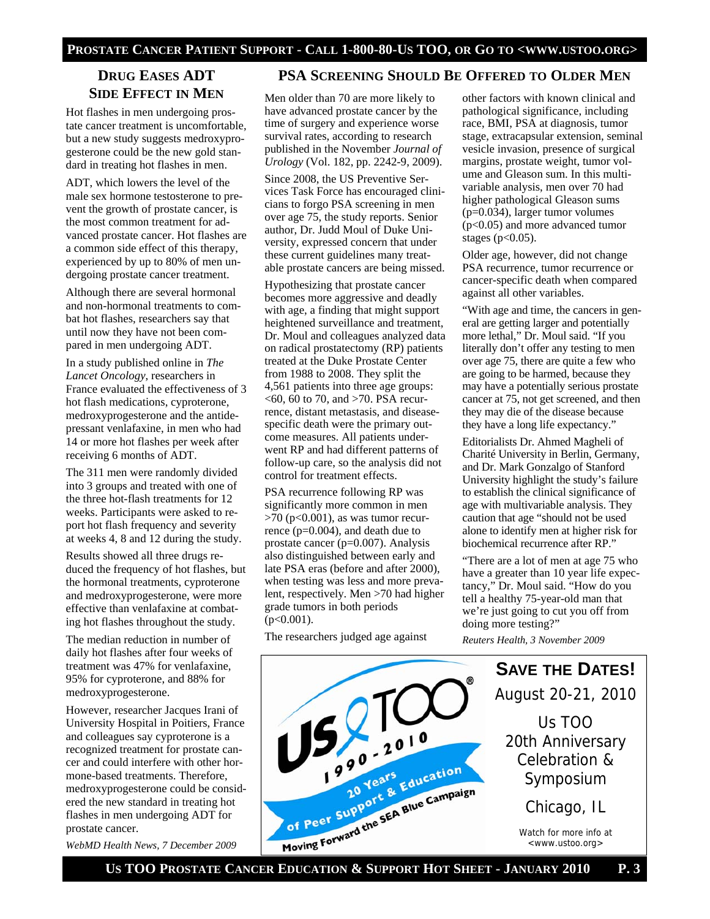## Drug Eases ADT Side Effect in Men

Hot flashes in men undergoing prostate cancer treatment is uncomfortable, but a new study suggests medroxyprogesterone could be the new gold standard in treating hot flashes in men.

ADT, which lowers the level of the male sex hormone testosterone to prevent the growth of prostate cancer, is the most common treatment for advanced prostate cancer. Hot flashes are a common side effect of this therapy, experienced by up to 80% of men undergoing prostate cancer treatment.

Although there are several hormonal and non-hormonal treatments to combat hot flashes, researchers say that until now they have not been compared in men undergoing ADT.

In a study published online in *The Lancet Oncology*, researchers in France evaluated the effectiveness of 3 hot flash medications, cyproterone, medroxyprogesterone and the antidepressant venlafaxine, in men who had 14 or more hot flashes per week after receiving 6 months of ADT.

The 311 men were randomly divided into 3 groups and treated with one of the three hot-flash treatments for 12 weeks. Participants were asked to report hot flash frequency and severity at weeks 4, 8 and 12 during the study.

Results showed all three drugs reduced the frequency of hot flashes, but the hormonal treatments, cyproterone and medroxyprogesterone, were more effective than venlafaxine at combating hot flashes throughout the study.

The median reduction in number of daily hot flashes after four weeks of treatment was 47% for venlafaxine, 95% for cyproterone, and 88% for medroxyprogesterone.

However, researcher Jacques Irani of University Hospital in Poitiers, France and colleagues say cyproterone is a recognized treatment for prostate cancer and could interfere with other hormone-based treatments. Therefore, medroxyprogesterone could be considered the new standard in treating hot flashes in men undergoing ADT for prostate cancer.

*WebMD Health News, 7 December 2009*

## PSA Screening Should Be Offered to Older Men

Men older than 70 are more likely to have advanced prostate cancer by the time of surgery and experience worse survival rates, according to research published in the November *Journal of Urology* (Vol. 182, pp. 2242-9, 2009).

Since 2008, the US Preventive Services Task Force has encouraged clinicians to forgo PSA screening in men over age 75, the study reports. Senior author, Dr. Judd Moul of Duke University, expressed concern that under these current guidelines many treatable prostate cancers are being missed.

Hypothesizing that prostate cancer becomes more aggressive and deadly with age, a finding that might support heightened surveillance and treatment, Dr. Moul and colleagues analyzed data on radical prostatectomy (RP) patients treated at the Duke Prostate Center from 1988 to 2008. They split the 4,561 patients into three age groups: <60, 60 to 70, and >70. PSA recurrence, distant metastasis, and disease-specific death were the primary outcome measures. All patients underwent RP and had different patterns of follow-up care, so the analysis did not control for treatment effects.

PSA recurrence following RP was significantly more common in men >70 ($p<0.001$), as was tumor recurrence ($p=0.004$), and death due to prostate cancer ($p=0.007$). Analysis also distinguished between early and late PSA eras (before and after 2000), when testing was less and more prevalent, respectively. Men >70 had higher grade tumors in both periods ($p<0.001$).

The researchers judged age against other factors with known clinical and pathological significance, including race, BMI, PSA at diagnosis, tumor stage, extracapsular extension, seminal vesicle invasion, presence of surgical margins, prostate weight, tumor volume and Gleason sum. In this multivariable analysis, men over 70 had higher pathological Gleason sums ($p=0.034$), larger tumor volumes ($p<0.05$) and more advanced tumor stages ($p<0.05$).

Older age, however, did not change PSA recurrence, tumor recurrence or cancer-specific death when compared against all other variables.

"With age and time, the cancers in general are getting larger and potentially more lethal," Dr. Moul said. "If you literally don't offer any testing to men over age 75, there are quite a few who are going to be harmed, because they may have a potentially serious prostate cancer at 75, not get screened, and then they may die of the disease because they have a long life expectancy."

Editorialists Dr. Ahmed Magheli of Charité University in Berlin, Germany, and Dr. Mark Gonzalgo of Stanford University highlight the study's failure to establish the clinical significance of age with multivariable analysis. They caution that age "should not be used alone to identify men at higher risk for biochemical recurrence after RP."

"There are a lot of men at age 75 who have a greater than 10 year life expectancy," Dr. Moul said. "How do you tell a healthy 75-year-old man that we're just going to cut you off from doing more testing?"

*Reuters Health, 3 November 2009*

**Us TOO® 1990 - 2010 — 20 Years of Peer Support & Education — Moving Forward the SEA Blue Campaign**

**SAVE THE DATES!**

August 20-21, 2010

Us TOO 20th Anniversary Celebration & Symposium

Chicago, IL

Watch for more info at <www.ustoo.org>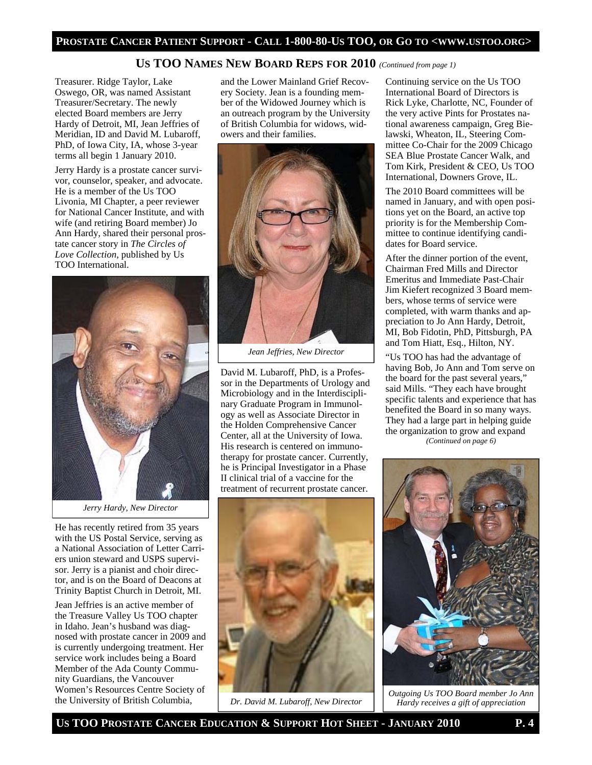## US TOO NAMES NEW BOARD REPS FOR 2010 *(Continued from page 1)*

Treasurer. Ridge Taylor, Lake Oswego, OR, was named Assistant Treasurer/Secretary. The newly elected Board members are Jerry Hardy of Detroit, MI, Jean Jeffries of Meridian, ID and David M. Lubaroff, PhD, of Iowa City, IA, whose 3-year terms all begin 1 January 2010.

Jerry Hardy is a prostate cancer survivor, counselor, speaker, and advocate. He is a member of the Us TOO Livonia, MI Chapter, a peer reviewer for National Cancer Institute, and with wife (and retiring Board member) Jo Ann Hardy, shared their personal prostate cancer story in *The Circles of Love Collection*, published by Us TOO International.

*Jerry Hardy, New Director*

He has recently retired from 35 years with the US Postal Service, serving as a National Association of Letter Carriers union steward and USPS supervisor. Jerry is a pianist and choir director, and is on the Board of Deacons at Trinity Baptist Church in Detroit, MI.

Jean Jeffries is an active member of the Treasure Valley Us TOO chapter in Idaho. Jean's husband was diagnosed with prostate cancer in 2009 and is currently undergoing treatment. Her service work includes being a Board Member of the Ada County Community Guardians, the Vancouver Women's Resources Centre Society of the University of British Columbia, and the Lower Mainland Grief Recovery Society. Jean is a founding member of the Widowed Journey which is an outreach program by the University of British Columbia for widows, widowers and their families.

*Jean Jeffries, New Director*

David M. Lubaroff, PhD, is a Professor in the Departments of Urology and Microbiology and in the Interdisciplinary Graduate Program in Immunology as well as Associate Director in the Holden Comprehensive Cancer Center, all at the University of Iowa. His research is centered on immunotherapy for prostate cancer. Currently, he is Principal Investigator in a Phase II clinical trial of a vaccine for the treatment of recurrent prostate cancer.

*Dr. David M. Lubaroff, New Director*

Continuing service on the Us TOO International Board of Directors is Rick Lyke, Charlotte, NC, Founder of the very active Pints for Prostates national awareness campaign, Greg Bielawski, Wheaton, IL, Steering Committee Co-Chair for the 2009 Chicago SEA Blue Prostate Cancer Walk, and Tom Kirk, President & CEO, Us TOO International, Downers Grove, IL.

The 2010 Board committees will be named in January, and with open positions yet on the Board, an active top priority is for the Membership Committee to continue identifying candidates for Board service.

After the dinner portion of the event, Chairman Fred Mills and Director Emeritus and Immediate Past-Chair Jim Kiefert recognized 3 Board members, whose terms of service were completed, with warm thanks and appreciation to Jo Ann Hardy, Detroit, MI, Bob Fidotin, PhD, Pittsburgh, PA and Tom Hiatt, Esq., Hilton, NY.

"Us TOO has had the advantage of having Bob, Jo Ann and Tom serve on the board for the past several years," said Mills. "They each have brought specific talents and experience that has benefited the Board in so many ways. They had a large part in helping guide the organization to grow and expand

*(Continued on page 6)*

*Outgoing Us TOO Board member Jo Ann Hardy receives a gift of appreciation*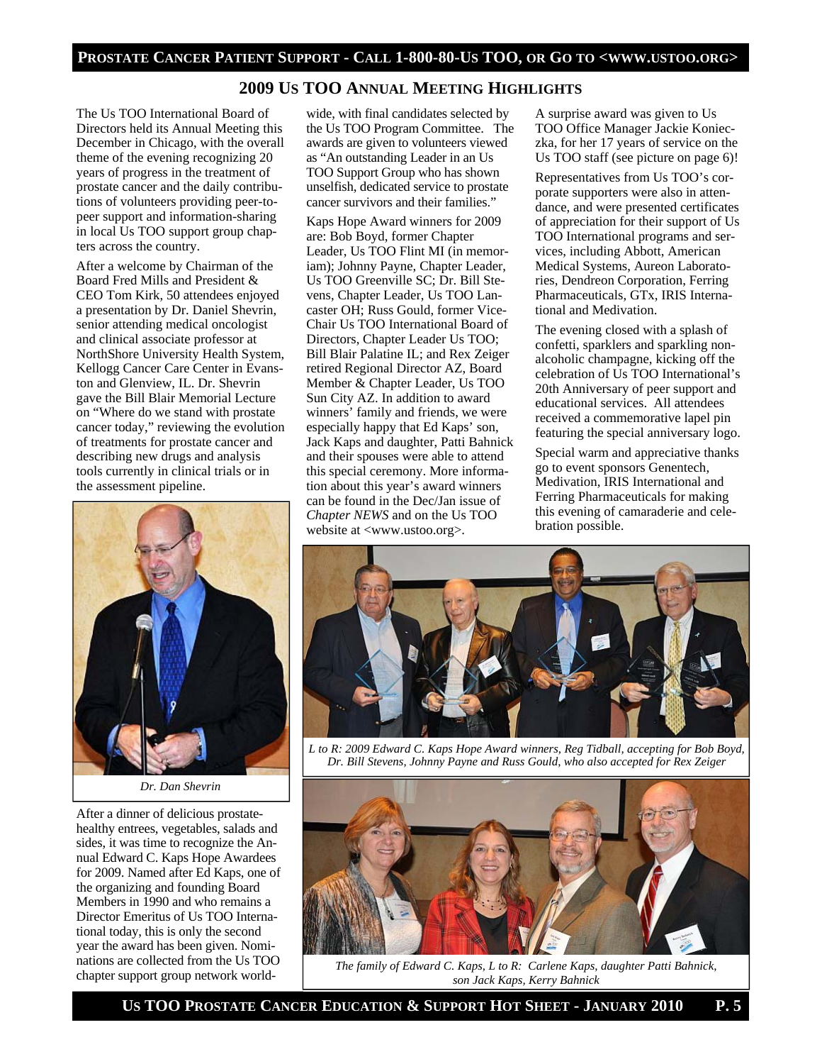## 2009 Us TOO Annual Meeting Highlights

The Us TOO International Board of Directors held its Annual Meeting this December in Chicago, with the overall theme of the evening recognizing 20 years of progress in the treatment of prostate cancer and the daily contributions of volunteers providing peer-to-peer support and information-sharing in local Us TOO support group chapters across the country.

After a welcome by Chairman of the Board Fred Mills and President & CEO Tom Kirk, 50 attendees enjoyed a presentation by Dr. Daniel Shevrin, senior attending medical oncologist and clinical associate professor at NorthShore University Health System, Kellogg Cancer Care Center in Evanston and Glenview, IL. Dr. Shevrin gave the Bill Blair Memorial Lecture on "Where do we stand with prostate cancer today," reviewing the evolution of treatments for prostate cancer and describing new drugs and analysis tools currently in clinical trials or in the assessment pipeline.

*Dr. Dan Shevrin*

After a dinner of delicious prostate-healthy entrees, vegetables, salads and sides, it was time to recognize the Annual Edward C. Kaps Hope Awardees for 2009. Named after Ed Kaps, one of the organizing and founding Board Members in 1990 and who remains a Director Emeritus of Us TOO International today, this is only the second year the award has been given. Nominations are collected from the Us TOO chapter support group network worldwide, with final candidates selected by the Us TOO Program Committee. The awards are given to volunteers viewed as "An outstanding Leader in an Us TOO Support Group who has shown unselfish, dedicated service to prostate cancer survivors and their families."

Kaps Hope Award winners for 2009 are: Bob Boyd, former Chapter Leader, Us TOO Flint MI (in memoriam); Johnny Payne, Chapter Leader, Us TOO Greenville SC; Dr. Bill Stevens, Chapter Leader, Us TOO Lancaster OH; Russ Gould, former Vice-Chair Us TOO International Board of Directors, Chapter Leader Us TOO; Bill Blair Palatine IL; and Rex Zeiger retired Regional Director AZ, Board Member & Chapter Leader, Us TOO Sun City AZ. In addition to award winners' family and friends, we were especially happy that Ed Kaps' son, Jack Kaps and daughter, Patti Bahnick and their spouses were able to attend this special ceremony. More information about this year's award winners can be found in the Dec/Jan issue of *Chapter NEWS* and on the Us TOO website at <www.ustoo.org>.

A surprise award was given to Us TOO Office Manager Jackie Konieczka, for her 17 years of service on the Us TOO staff (see picture on page 6)!

Representatives from Us TOO's corporate supporters were also in attendance, and were presented certificates of appreciation for their support of Us TOO International programs and services, including Abbott, American Medical Systems, Aureon Laboratories, Dendreon Corporation, Ferring Pharmaceuticals, GTx, IRIS International and Medivation.

The evening closed with a splash of confetti, sparklers and sparkling non-alcoholic champagne, kicking off the celebration of Us TOO International's 20th Anniversary of peer support and educational services. All attendees received a commemorative lapel pin featuring the special anniversary logo.

Special warm and appreciative thanks go to event sponsors Genentech, Medivation, IRIS International and Ferring Pharmaceuticals for making this evening of camaraderie and celebration possible.

*L to R: 2009 Edward C. Kaps Hope Award winners, Reg Tidball, accepting for Bob Boyd, Dr. Bill Stevens, Johnny Payne and Russ Gould, who also accepted for Rex Zeiger*

*The family of Edward C. Kaps, L to R: Carlene Kaps, daughter Patti Bahnick, son Jack Kaps, Kerry Bahnick*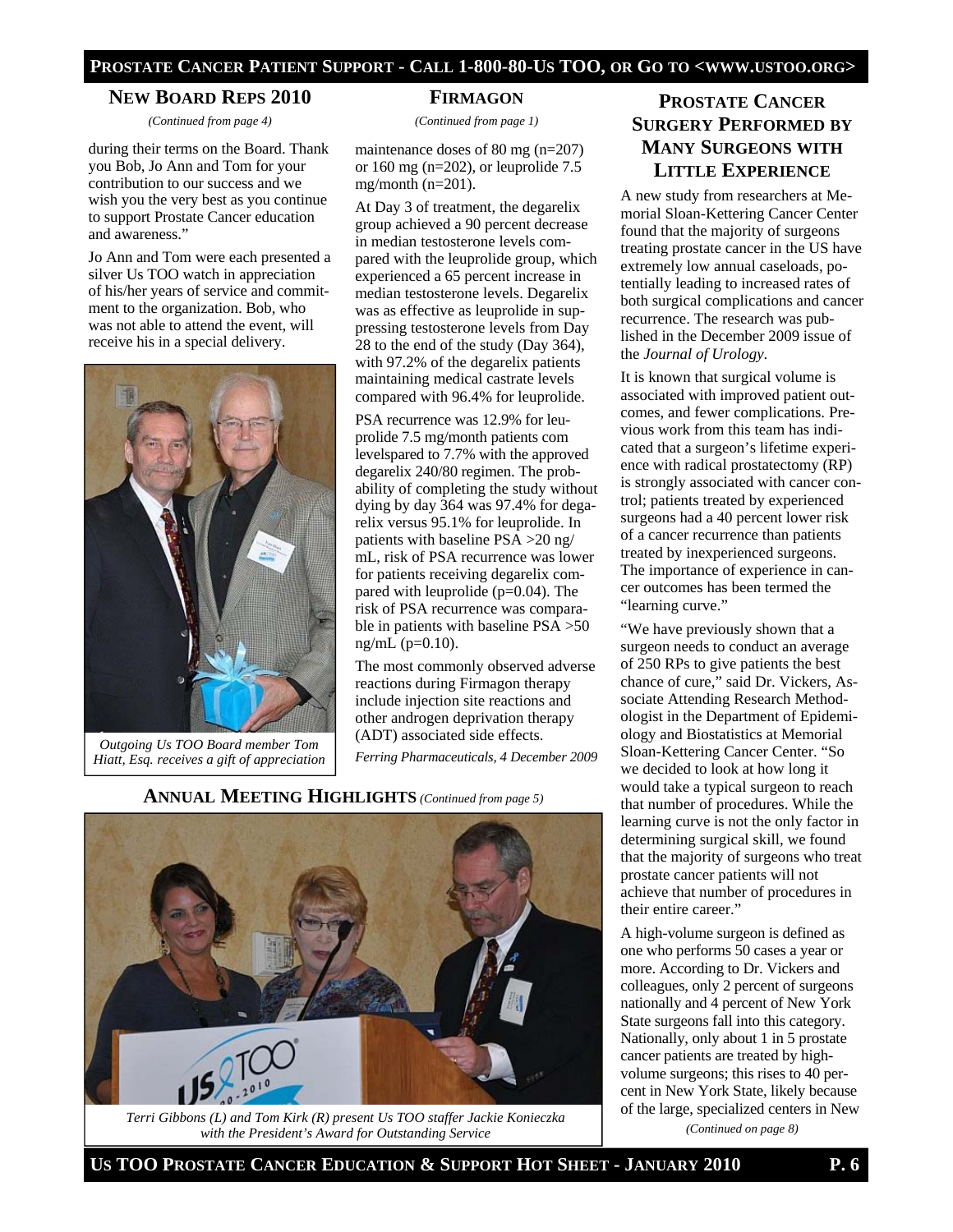## NEW BOARD REPS 2010

*(Continued from page 4)*

during their terms on the Board. Thank you Bob, Jo Ann and Tom for your contribution to our success and we wish you the very best as you continue to support Prostate Cancer education and awareness."

Jo Ann and Tom were each presented a silver Us TOO watch in appreciation of his/her years of service and commitment to the organization. Bob, who was not able to attend the event, will receive his in a special delivery.

*Outgoing Us TOO Board member Tom Hiatt, Esq. receives a gift of appreciation*

## FIRMAGON

*(Continued from page 1)*

maintenance doses of 80 mg (n=207) or 160 mg (n=202), or leuprolide 7.5 mg/month (n=201).

At Day 3 of treatment, the degarelix group achieved a 90 percent decrease in median testosterone levels compared with the leuprolide group, which experienced a 65 percent increase in median testosterone levels. Degarelix was as effective as leuprolide in suppressing testosterone levels from Day 28 to the end of the study (Day 364), with 97.2% of the degarelix patients maintaining medical castrate levels compared with 96.4% for leuprolide.

PSA recurrence was 12.9% for leuprolide 7.5 mg/month patients com levelspared to 7.7% with the approved degarelix 240/80 regimen. The probability of completing the study without dying by day 364 was 97.4% for degarelix versus 95.1% for leuprolide. In patients with baseline PSA >20 ng/mL, risk of PSA recurrence was lower for patients receiving degarelix compared with leuprolide (p=0.04). The risk of PSA recurrence was comparable in patients with baseline PSA >50 ng/mL (p=0.10).

The most commonly observed adverse reactions during Firmagon therapy include injection site reactions and other androgen deprivation therapy (ADT) associated side effects.

*Ferring Pharmaceuticals, 4 December 2009*

## ANNUAL MEETING HIGHLIGHTS *(Continued from page 5)*

*Terri Gibbons (L) and Tom Kirk (R) present Us TOO staffer Jackie Konieczka with the President's Award for Outstanding Service*

## PROSTATE CANCER SURGERY PERFORMED BY MANY SURGEONS WITH LITTLE EXPERIENCE

A new study from researchers at Memorial Sloan-Kettering Cancer Center found that the majority of surgeons treating prostate cancer in the US have extremely low annual caseloads, potentially leading to increased rates of both surgical complications and cancer recurrence. The research was published in the December 2009 issue of the *Journal of Urology*.

It is known that surgical volume is associated with improved patient outcomes, and fewer complications. Previous work from this team has indicated that a surgeon's lifetime experience with radical prostatectomy (RP) is strongly associated with cancer control; patients treated by experienced surgeons had a 40 percent lower risk of a cancer recurrence than patients treated by inexperienced surgeons. The importance of experience in cancer outcomes has been termed the "learning curve."

"We have previously shown that a surgeon needs to conduct an average of 250 RPs to give patients the best chance of cure," said Dr. Vickers, Associate Attending Research Methodologist in the Department of Epidemiology and Biostatistics at Memorial Sloan-Kettering Cancer Center. "So we decided to look at how long it would take a typical surgeon to reach that number of procedures. While the learning curve is not the only factor in determining surgical skill, we found that the majority of surgeons who treat prostate cancer patients will not achieve that number of procedures in their entire career."

A high-volume surgeon is defined as one who performs 50 cases a year or more. According to Dr. Vickers and colleagues, only 2 percent of surgeons nationally and 4 percent of New York State surgeons fall into this category. Nationally, only about 1 in 5 prostate cancer patients are treated by high-volume surgeons; this rises to 40 percent in New York State, likely because of the large, specialized centers in New

*(Continued on page 8)*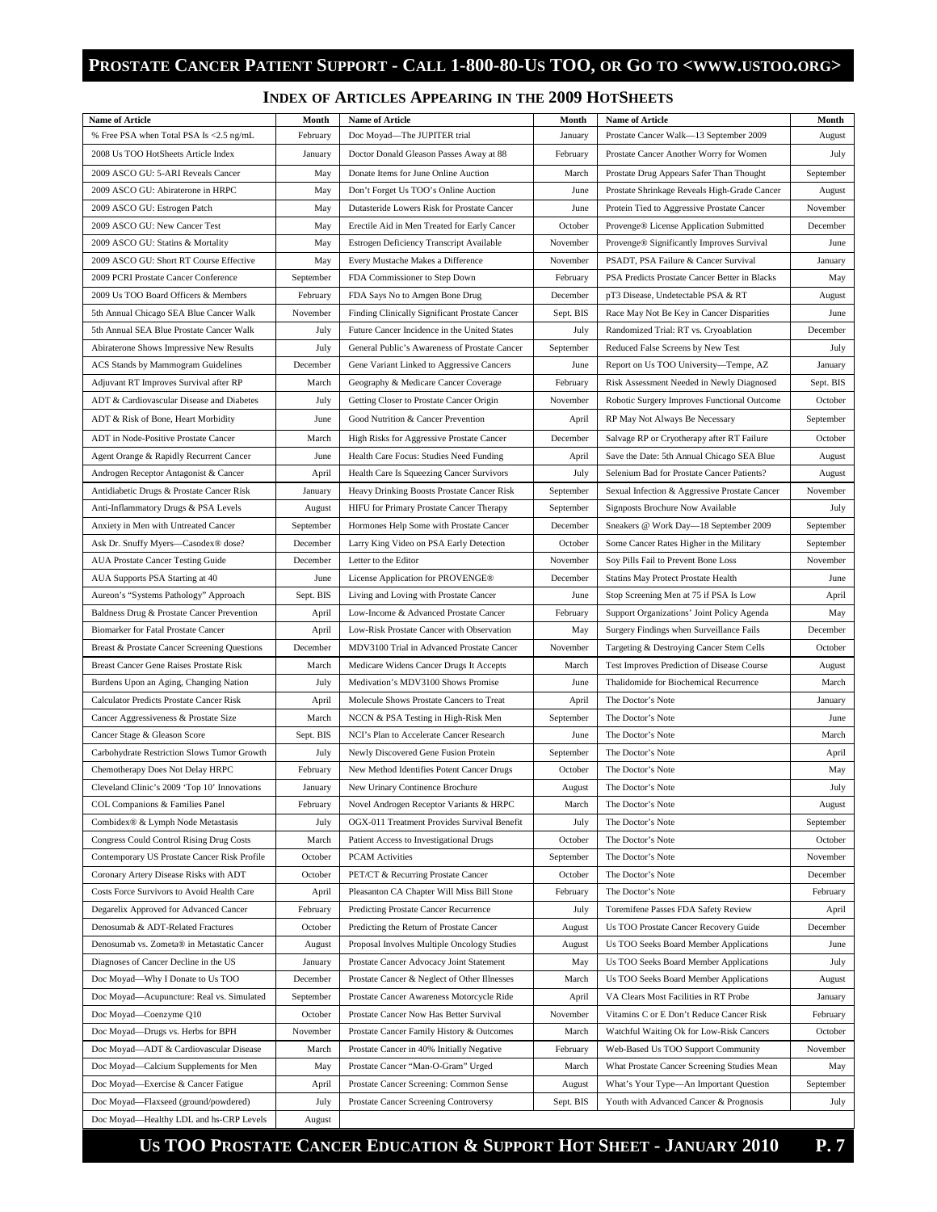## INDEX OF ARTICLES APPEARING IN THE 2009 HOTSHEETS

| Name of Article | Month | Name of Article | Month | Name of Article | Month |
|---|---|---|---|---|---|
| % Free PSA when Total PSA Is <2.5 ng/mL | February | Doc Moyad—The JUPITER trial | January | Prostate Cancer Walk—13 September 2009 | August |
| 2008 Us TOO HotSheets Article Index | January | Doctor Donald Gleason Passes Away at 88 | February | Prostate Cancer Another Worry for Women | July |
| 2009 ASCO GU: 5-ARI Reveals Cancer | May | Donate Items for June Online Auction | March | Prostate Drug Appears Safer Than Thought | September |
| 2009 ASCO GU: Abiraterone in HRPC | May | Don't Forget Us TOO's Online Auction | June | Prostate Shrinkage Reveals High-Grade Cancer | August |
| 2009 ASCO GU: Estrogen Patch | May | Dutasteride Lowers Risk for Prostate Cancer | June | Protein Tied to Aggressive Prostate Cancer | November |
| 2009 ASCO GU: New Cancer Test | May | Erectile Aid in Men Treated for Early Cancer | October | Provenge® License Application Submitted | December |
| 2009 ASCO GU: Statins & Mortality | May | Estrogen Deficiency Transcript Available | November | Provenge® Significantly Improves Survival | June |
| 2009 ASCO GU: Short RT Course Effective | May | Every Mustache Makes a Difference | November | PSADT, PSA Failure & Cancer Survival | January |
| 2009 PCRI Prostate Cancer Conference | September | FDA Commissioner to Step Down | February | PSA Predicts Prostate Cancer Better in Blacks | May |
| 2009 Us TOO Board Officers & Members | February | FDA Says No to Amgen Bone Drug | December | pT3 Disease, Undetectable PSA & RT | August |
| 5th Annual Chicago SEA Blue Cancer Walk | November | Finding Clinically Significant Prostate Cancer | Sept. BIS | Race May Not Be Key in Cancer Disparities | June |
| 5th Annual SEA Blue Prostate Cancer Walk | July | Future Cancer Incidence in the United States | July | Randomized Trial: RT vs. Cryoablation | December |
| Abiraterone Shows Impressive New Results | July | General Public's Awareness of Prostate Cancer | September | Reduced False Screens by New Test | July |
| ACS Stands by Mammogram Guidelines | December | Gene Variant Linked to Aggressive Cancers | June | Report on Us TOO University—Tempe, AZ | January |
| Adjuvant RT Improves Survival after RP | March | Geography & Medicare Cancer Coverage | February | Risk Assessment Needed in Newly Diagnosed | Sept. BIS |
| ADT & Cardiovascular Disease and Diabetes | July | Getting Closer to Prostate Cancer Origin | November | Robotic Surgery Improves Functional Outcome | October |
| ADT & Risk of Bone, Heart Morbidity | June | Good Nutrition & Cancer Prevention | April | RP May Not Always Be Necessary | September |
| ADT in Node-Positive Prostate Cancer | March | High Risks for Aggressive Prostate Cancer | December | Salvage RP or Cryotherapy after RT Failure | October |
| Agent Orange & Rapidly Recurrent Cancer | June | Health Care Focus: Studies Need Funding | April | Save the Date: 5th Annual Chicago SEA Blue | August |
| Androgen Receptor Antagonist & Cancer | April | Health Care Is Squeezing Cancer Survivors | July | Selenium Bad for Prostate Cancer Patients? | August |
| Antidiabetic Drugs & Prostate Cancer Risk | January | Heavy Drinking Boosts Prostate Cancer Risk | September | Sexual Infection & Aggressive Prostate Cancer | November |
| Anti-Inflammatory Drugs & PSA Levels | August | HIFU for Primary Prostate Cancer Therapy | September | Signposts Brochure Now Available | July |
| Anxiety in Men with Untreated Cancer | September | Hormones Help Some with Prostate Cancer | December | Sneakers @ Work Day—18 September 2009 | September |
| Ask Dr. Snuffy Myers—Casodex® dose? | December | Larry King Video on PSA Early Detection | October | Some Cancer Rates Higher in the Military | September |
| AUA Prostate Cancer Testing Guide | December | Letter to the Editor | November | Soy Pills Fail to Prevent Bone Loss | November |
| AUA Supports PSA Starting at 40 | June | License Application for PROVENGE® | December | Statins May Protect Prostate Health | June |
| Aureon's "Systems Pathology" Approach | Sept. BIS | Living and Loving with Prostate Cancer | June | Stop Screening Men at 75 if PSA Is Low | April |
| Baldness Drug & Prostate Cancer Prevention | April | Low-Income & Advanced Prostate Cancer | February | Support Organizations' Joint Policy Agenda | May |
| Biomarker for Fatal Prostate Cancer | April | Low-Risk Prostate Cancer with Observation | May | Surgery Findings when Surveillance Fails | December |
| Breast & Prostate Cancer Screening Questions | December | MDV3100 Trial in Advanced Prostate Cancer | November | Targeting & Destroying Cancer Stem Cells | October |
| Breast Cancer Gene Raises Prostate Risk | March | Medicare Widens Cancer Drugs It Accepts | March | Test Improves Prediction of Disease Course | August |
| Burdens Upon an Aging, Changing Nation | July | Medivation's MDV3100 Shows Promise | June | Thalidomide for Biochemical Recurrence | March |
| Calculator Predicts Prostate Cancer Risk | April | Molecule Shows Prostate Cancers to Treat | April | The Doctor's Note | January |
| Cancer Aggressiveness & Prostate Size | March | NCCN & PSA Testing in High-Risk Men | September | The Doctor's Note | June |
| Cancer Stage & Gleason Score | Sept. BIS | NCI's Plan to Accelerate Cancer Research | June | The Doctor's Note | March |
| Carbohydrate Restriction Slows Tumor Growth | July | Newly Discovered Gene Fusion Protein | September | The Doctor's Note | April |
| Chemotherapy Does Not Delay HRPC | February | New Method Identifies Potent Cancer Drugs | October | The Doctor's Note | May |
| Cleveland Clinic's 2009 'Top 10' Innovations | January | New Urinary Continence Brochure | August | The Doctor's Note | July |
| COL Companions & Families Panel | February | Novel Androgen Receptor Variants & HRPC | March | The Doctor's Note | August |
| Combidex® & Lymph Node Metastasis | July | OGX-011 Treatment Provides Survival Benefit | July | The Doctor's Note | September |
| Congress Could Control Rising Drug Costs | March | Patient Access to Investigational Drugs | October | The Doctor's Note | October |
| Contemporary US Prostate Cancer Risk Profile | October | PCAM Activities | September | The Doctor's Note | November |
| Coronary Artery Disease Risks with ADT | October | PET/CT & Recurring Prostate Cancer | October | The Doctor's Note | December |
| Costs Force Survivors to Avoid Health Care | April | Pleasanton CA Chapter Will Miss Bill Stone | February | The Doctor's Note | February |
| Degarelix Approved for Advanced Cancer | February | Predicting Prostate Cancer Recurrence | July | Toremifene Passes FDA Safety Review | April |
| Denosumab & ADT-Related Fractures | October | Predicting the Return of Prostate Cancer | August | Us TOO Prostate Cancer Recovery Guide | December |
| Denosumab vs. Zometa® in Metastatic Cancer | August | Proposal Involves Multiple Oncology Studies | August | Us TOO Seeks Board Member Applications | June |
| Diagnoses of Cancer Decline in the US | January | Prostate Cancer Advocacy Joint Statement | May | Us TOO Seeks Board Member Applications | July |
| Doc Moyad—Why I Donate to Us TOO | December | Prostate Cancer & Neglect of Other Illnesses | March | Us TOO Seeks Board Member Applications | August |
| Doc Moyad—Acupuncture: Real vs. Simulated | September | Prostate Cancer Awareness Motorcycle Ride | April | VA Clears Most Facilities in RT Probe | January |
| Doc Moyad—Coenzyme Q10 | October | Prostate Cancer Now Has Better Survival | November | Vitamins C or E Don't Reduce Cancer Risk | February |
| Doc Moyad—Drugs vs. Herbs for BPH | November | Prostate Cancer Family History & Outcomes | March | Watchful Waiting Ok for Low-Risk Cancers | October |
| Doc Moyad—ADT & Cardiovascular Disease | March | Prostate Cancer in 40% Initially Negative | February | Web-Based Us TOO Support Community | November |
| Doc Moyad—Calcium Supplements for Men | May | Prostate Cancer "Man-O-Gram" Urged | March | What Prostate Cancer Screening Studies Mean | May |
| Doc Moyad—Exercise & Cancer Fatigue | April | Prostate Cancer Screening: Common Sense | August | What's Your Type—An Important Question | September |
| Doc Moyad—Flaxseed (ground/powdered) | July | Prostate Cancer Screening Controversy | Sept. BIS | Youth with Advanced Cancer & Prognosis | July |
| Doc Moyad—Healthy LDL and hs-CRP Levels | August | | | | |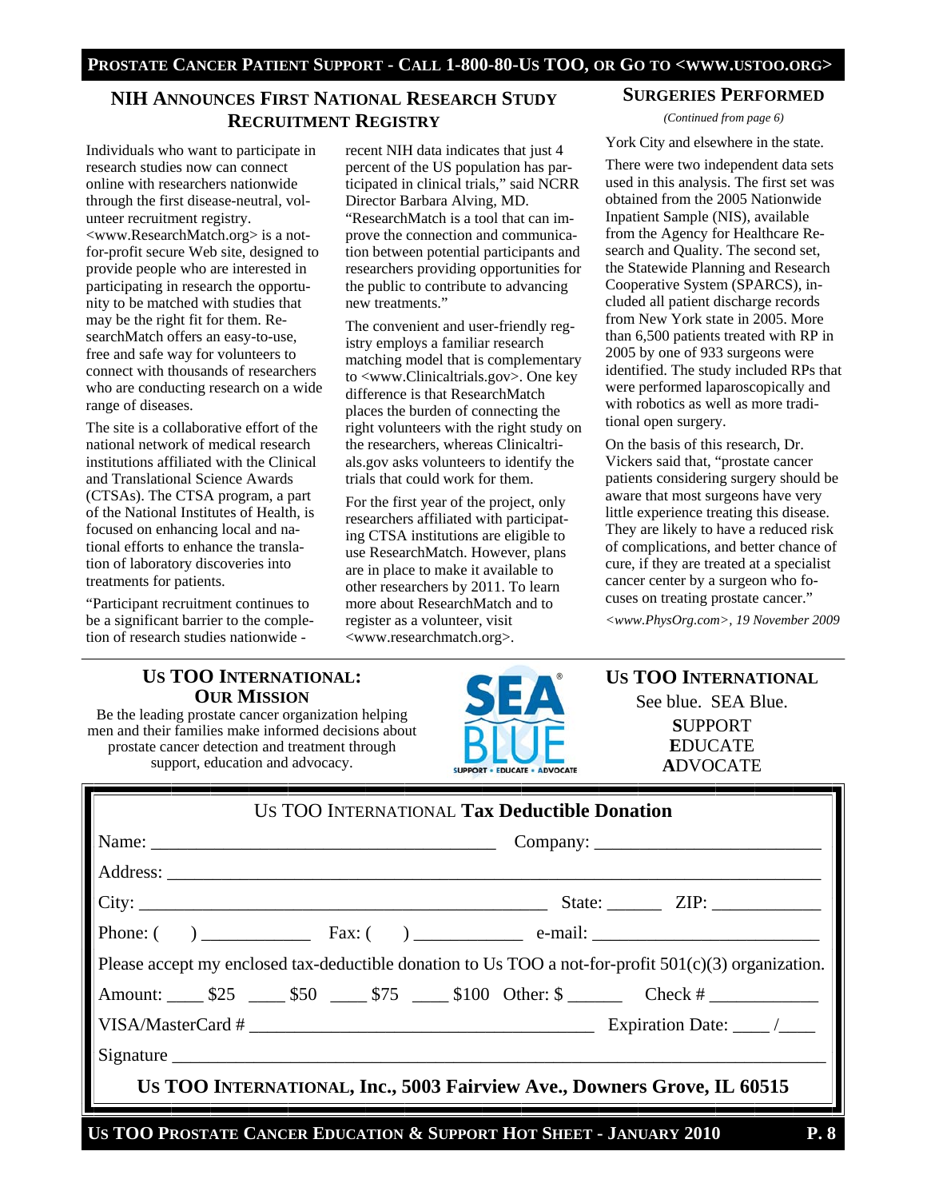## NIH Announces First National Research Study Recruitment Registry

Individuals who want to participate in research studies now can connect online with researchers nationwide through the first disease-neutral, volunteer recruitment registry. <www.ResearchMatch.org> is a not-for-profit secure Web site, designed to provide people who are interested in participating in research the opportunity to be matched with studies that may be the right fit for them. ResearchMatch offers an easy-to-use, free and safe way for volunteers to connect with thousands of researchers who are conducting research on a wide range of diseases.

The site is a collaborative effort of the national network of medical research institutions affiliated with the Clinical and Translational Science Awards (CTSAs). The CTSA program, a part of the National Institutes of Health, is focused on enhancing local and national efforts to enhance the translation of laboratory discoveries into treatments for patients.

"Participant recruitment continues to be a significant barrier to the completion of research studies nationwide - recent NIH data indicates that just 4 percent of the US population has participated in clinical trials," said NCRR Director Barbara Alving, MD. "ResearchMatch is a tool that can improve the connection and communication between potential participants and researchers providing opportunities for the public to contribute to advancing new treatments."

The convenient and user-friendly registry employs a familiar research matching model that is complementary to <www.Clinicaltrials.gov>. One key difference is that ResearchMatch places the burden of connecting the right volunteers with the right study on the researchers, whereas Clinicaltrials.gov asks volunteers to identify the trials that could work for them.

For the first year of the project, only researchers affiliated with participating CTSA institutions are eligible to use ResearchMatch. However, plans are in place to make it available to other researchers by 2011. To learn more about ResearchMatch and to register as a volunteer, visit <www.researchmatch.org>.

## Surgeries Performed

*(Continued from page 6)*

York City and elsewhere in the state.

There were two independent data sets used in this analysis. The first set was obtained from the 2005 Nationwide Inpatient Sample (NIS), available from the Agency for Healthcare Research and Quality. The second set, the Statewide Planning and Research Cooperative System (SPARCS), included all patient discharge records from New York state in 2005. More than 6,500 patients treated with RP in 2005 by one of 933 surgeons were identified. The study included RPs that were performed laparoscopically and with robotics as well as more traditional open surgery.

On the basis of this research, Dr. Vickers said that, "prostate cancer patients considering surgery should be aware that most surgeons have very little experience treating this disease. They are likely to have a reduced risk of complications, and better chance of cure, if they are treated at a specialist cancer center by a surgeon who focuses on treating prostate cancer."

*<www.PhysOrg.com>, 19 November 2009*

---

### Us TOO International: Our Mission

Be the leading prostate cancer organization helping men and their families make informed decisions about prostate cancer detection and treatment through support, education and advocacy.

### Us TOO International

See blue. SEA Blue.

**S**UPPORT
**E**DUCATE
**A**DVOCATE

---

### Us TOO International **Tax Deductible Donation**

Name: ______________________________ Company: ____________________

Address: ____________________________________________________________

City: ______________________________________ State: ______ ZIP: ____________

Phone: ( ) ____________ Fax: ( ) ____________ e-mail: ________________________

Please accept my enclosed tax-deductible donation to Us TOO a not-for-profit 501(c)(3) organization.

Amount: ____ $25 ____ $50 ____ $75 ____ $100 Other: $ ______ Check # ____________

VISA/MasterCard # ______________________________ Expiration Date: ____ /____

Signature ____________________________________________________________

**Us TOO International, Inc., 5003 Fairview Ave., Downers Grove, IL 60515**